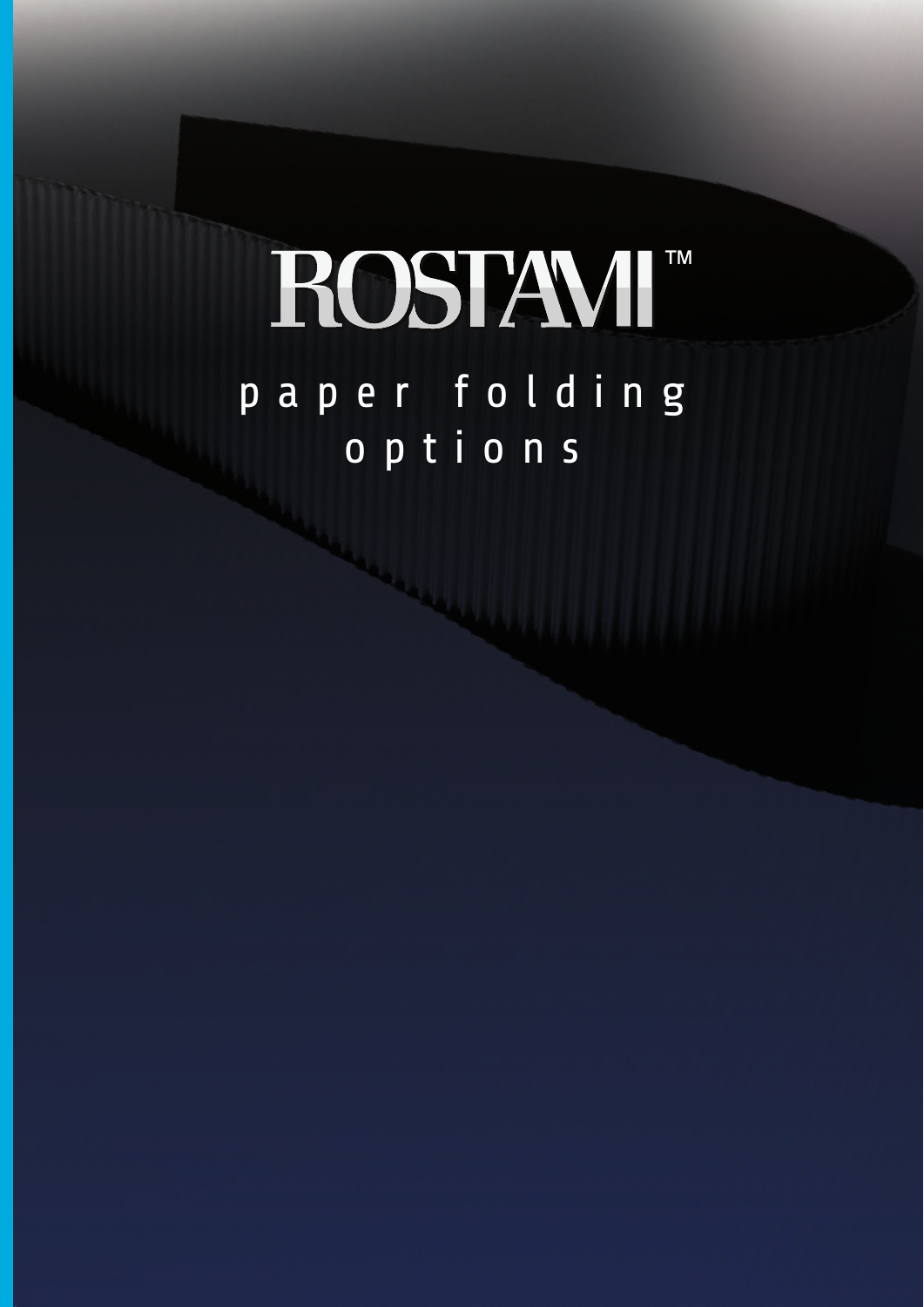# ROSTAMI™

## paper folding options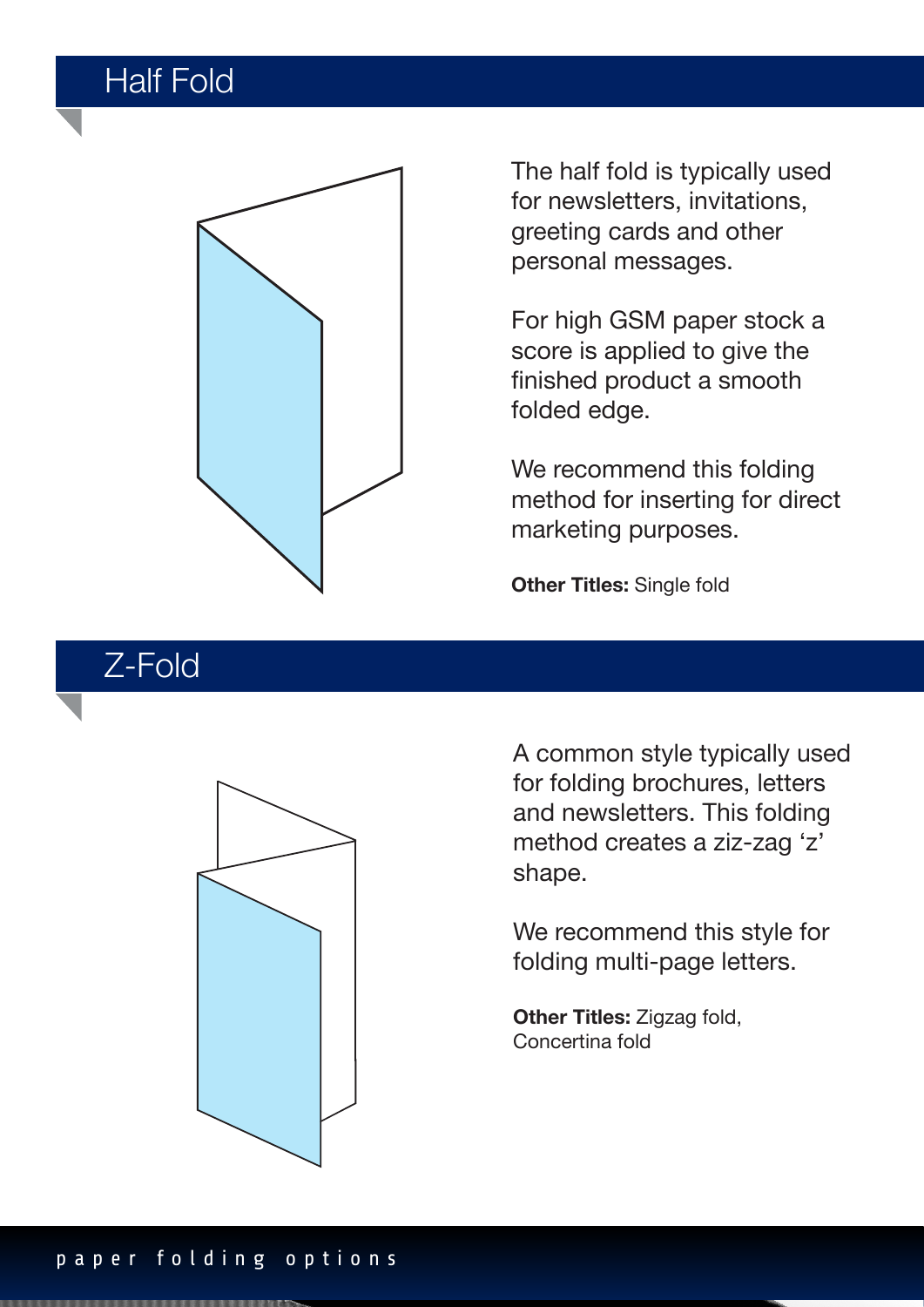## Half Fold

The half fold is typically used for newsletters, invitations, greeting cards and other personal messages.

For high GSM paper stock a score is applied to give the finished product a smooth folded edge.

We recommend this folding method for inserting for direct marketing purposes.

**Other Titles:** Single fold

## Z-Fold

A common style typically used for folding brochures, letters and newsletters. This folding method creates a ziz-zag 'z' shape.

We recommend this style for folding multi-page letters.

**Other Titles:** Zigzag fold, Concertina fold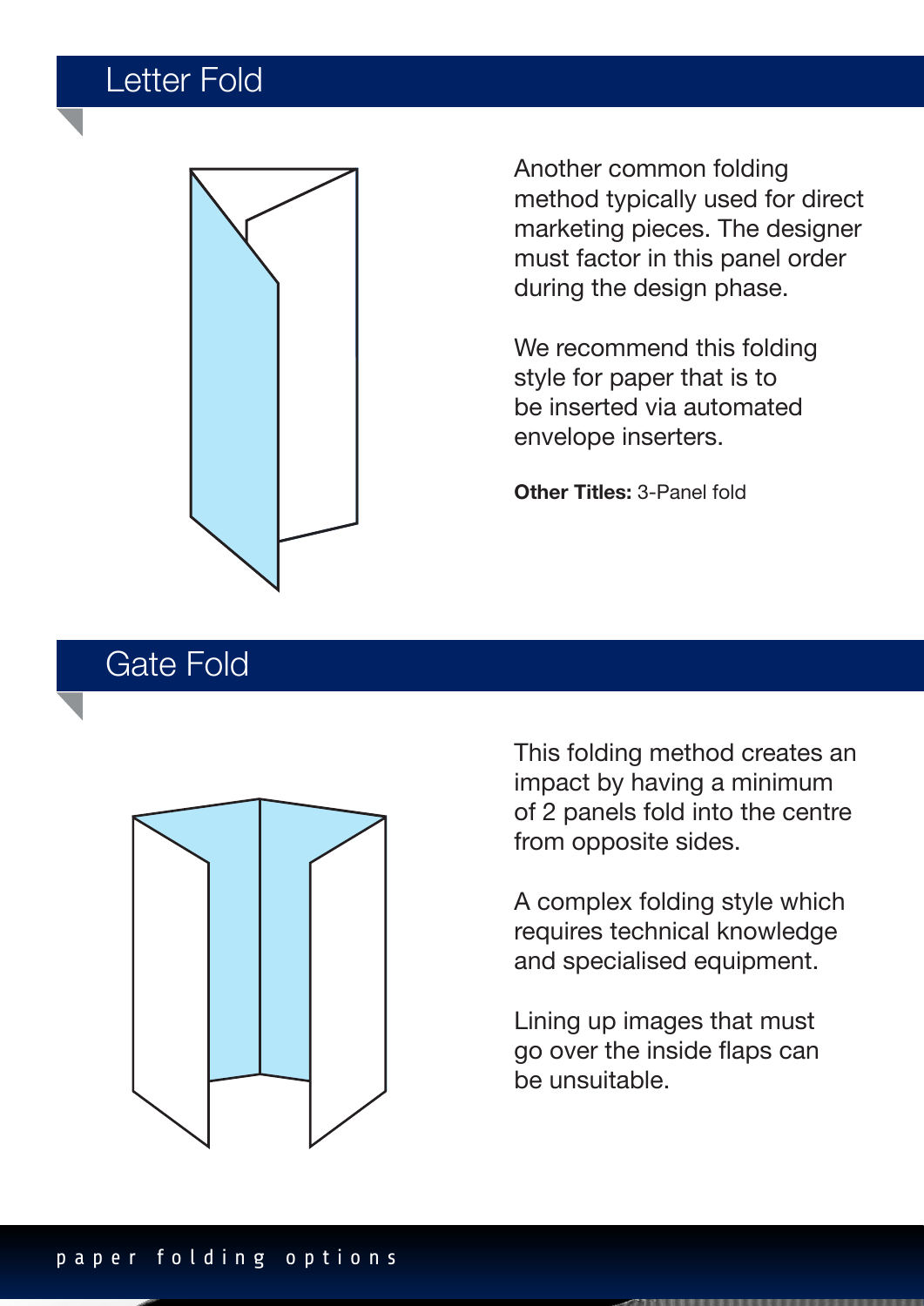## Letter Fold

Another common folding method typically used for direct marketing pieces. The designer must factor in this panel order during the design phase.

We recommend this folding style for paper that is to be inserted via automated envelope inserters.

**Other Titles:** 3-Panel fold

## Gate Fold

This folding method creates an impact by having a minimum of 2 panels fold into the centre from opposite sides.

A complex folding style which requires technical knowledge and specialised equipment.

Lining up images that must go over the inside flaps can be unsuitable.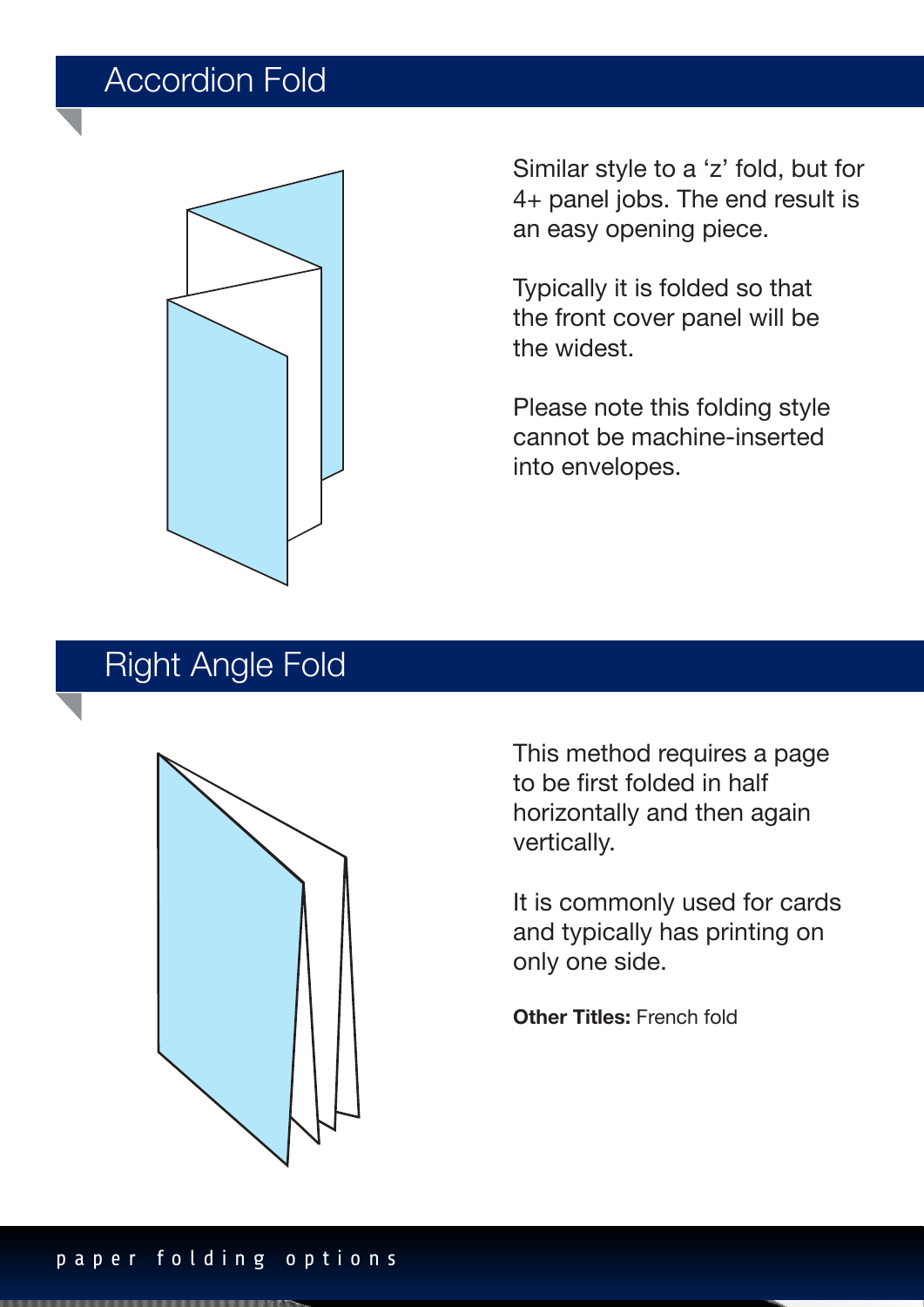## Accordion Fold

Similar style to a ‘z’ fold, but for 4+ panel jobs. The end result is an easy opening piece.

Typically it is folded so that the front cover panel will be the widest.

Please note this folding style cannot be machine-inserted into envelopes.

## Right Angle Fold

This method requires a page to be first folded in half horizontally and then again vertically.

It is commonly used for cards and typically has printing on only one side.

**Other Titles:** French fold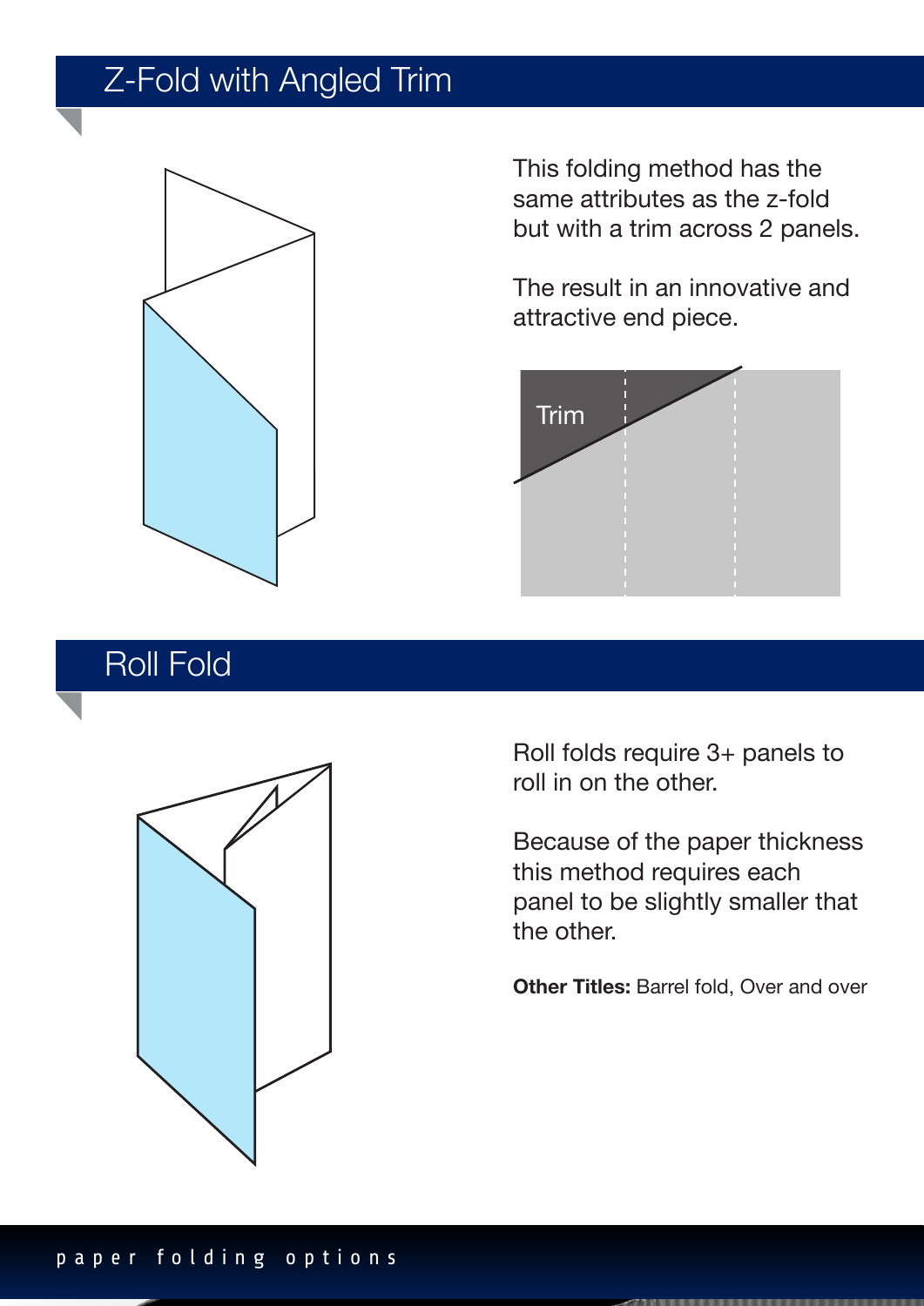## Z-Fold with Angled Trim

This folding method has the same attributes as the z-fold but with a trim across 2 panels.

The result in an innovative and attractive end piece.

Trim

## Roll Fold

Roll folds require 3+ panels to roll in on the other.

Because of the paper thickness this method requires each panel to be slightly smaller that the other.

**Other Titles:** Barrel fold, Over and over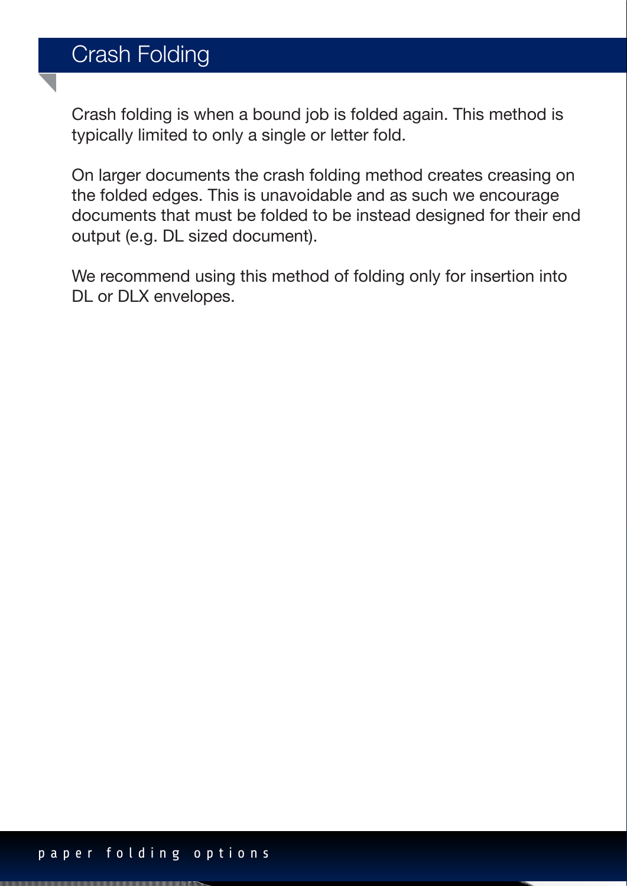# Crash Folding

Crash folding is when a bound job is folded again. This method is typically limited to only a single or letter fold.

On larger documents the crash folding method creates creasing on the folded edges. This is unavoidable and as such we encourage documents that must be folded to be instead designed for their end output (e.g. DL sized document).

We recommend using this method of folding only for insertion into DL or DLX envelopes.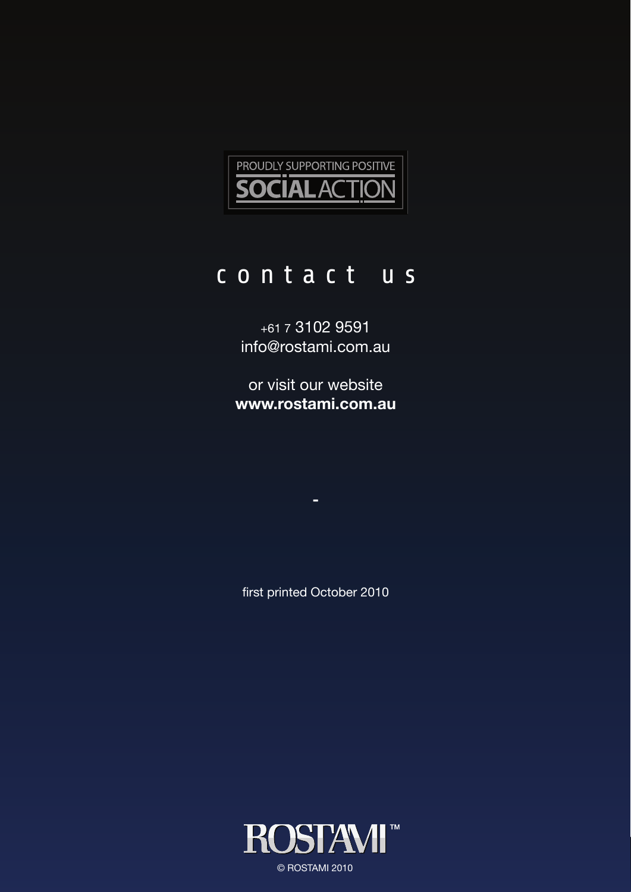PROUDLY SUPPORTING POSITIVE

**SOCIAL** ACTION

## contact us

+61 7 3102 9591
info@rostami.com.au

or visit our website
**www.rostami.com.au**

-

first printed October 2010

ROSTAMI™

© ROSTAMI 2010